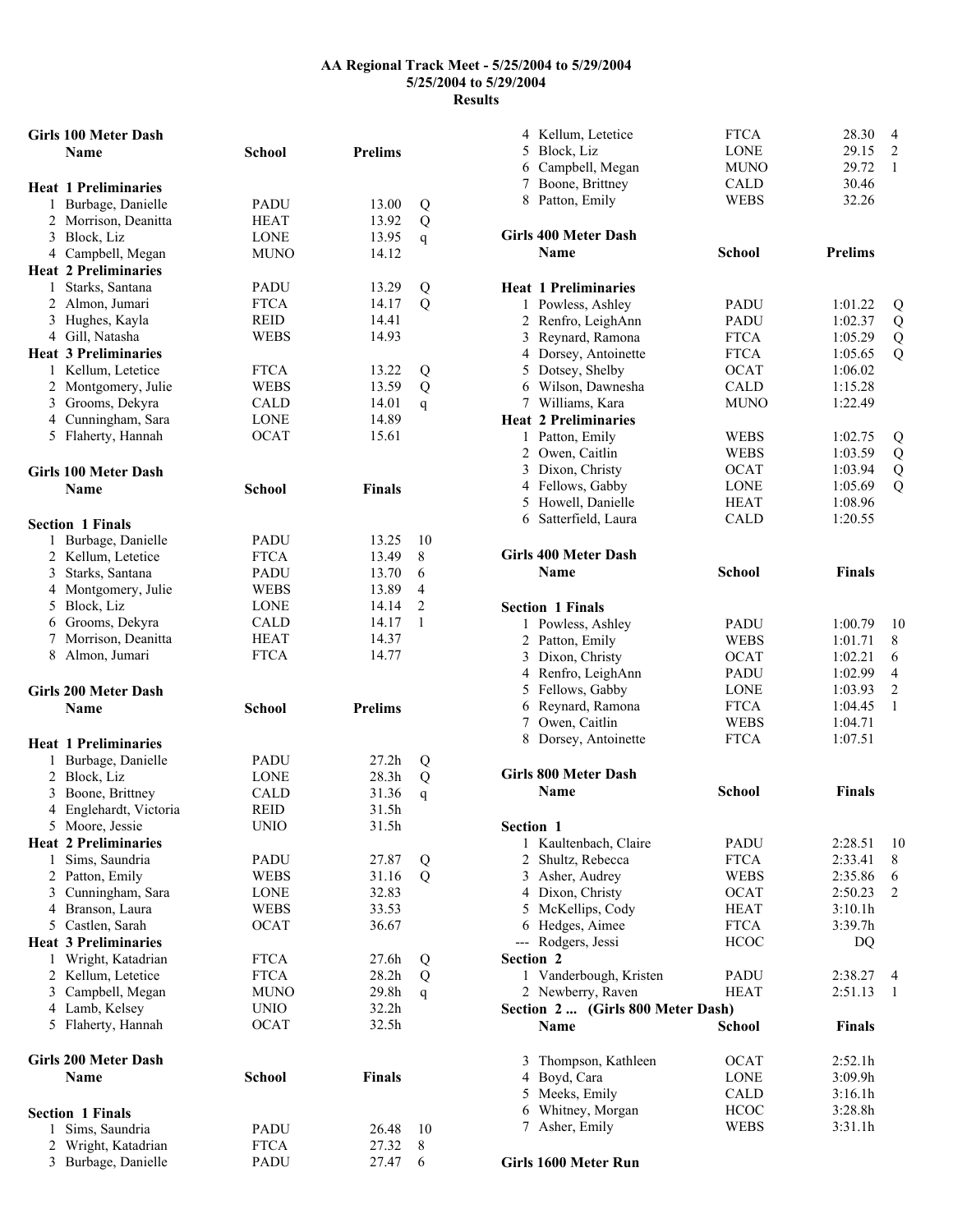# AA Regional Track Meet - 5/25/2004 to 5/29/2004

## 5/25/2004 to 5/29/2004

## Results

### Girls 100 Meter Dash

| | Name | School | Prelims | |
|---|---|---|---|---|
| **Heat 1 Preliminaries** | | | | |
| 1 | Burbage, Danielle | PADU | 13.00 | Q |
| 2 | Morrison, Deanitta | HEAT | 13.92 | Q |
| 3 | Block, Liz | LONE | 13.95 | q |
| 4 | Campbell, Megan | MUNO | 14.12 | |
| **Heat 2 Preliminaries** | | | | |
| 1 | Starks, Santana | PADU | 13.29 | Q |
| 2 | Almon, Jumari | FTCA | 14.17 | Q |
| 3 | Hughes, Kayla | REID | 14.41 | |
| 4 | Gill, Natasha | WEBS | 14.93 | |
| **Heat 3 Preliminaries** | | | | |
| 1 | Kellum, Letetice | FTCA | 13.22 | Q |
| 2 | Montgomery, Julie | WEBS | 13.59 | Q |
| 3 | Grooms, Dekyra | CALD | 14.01 | q |
| 4 | Cunningham, Sara | LONE | 14.89 | |
| 5 | Flaherty, Hannah | OCAT | 15.61 | |

### Girls 100 Meter Dash

| | Name | School | Finals | |
|---|---|---|---|---|
| **Section 1 Finals** | | | | |
| 1 | Burbage, Danielle | PADU | 13.25 | 10 |
| 2 | Kellum, Letetice | FTCA | 13.49 | 8 |
| 3 | Starks, Santana | PADU | 13.70 | 6 |
| 4 | Montgomery, Julie | WEBS | 13.89 | 4 |
| 5 | Block, Liz | LONE | 14.14 | 2 |
| 6 | Grooms, Dekyra | CALD | 14.17 | 1 |
| 7 | Morrison, Deanitta | HEAT | 14.37 | |
| 8 | Almon, Jumari | FTCA | 14.77 | |

### Girls 200 Meter Dash

| | Name | School | Prelims | |
|---|---|---|---|---|
| **Heat 1 Preliminaries** | | | | |
| 1 | Burbage, Danielle | PADU | 27.2h | Q |
| 2 | Block, Liz | LONE | 28.3h | Q |
| 3 | Boone, Brittney | CALD | 31.36 | q |
| 4 | Englehardt, Victoria | REID | 31.5h | |
| 5 | Moore, Jessie | UNIO | 31.5h | |
| **Heat 2 Preliminaries** | | | | |
| 1 | Sims, Saundria | PADU | 27.87 | Q |
| 2 | Patton, Emily | WEBS | 31.16 | Q |
| 3 | Cunningham, Sara | LONE | 32.83 | |
| 4 | Branson, Laura | WEBS | 33.53 | |
| 5 | Castlen, Sarah | OCAT | 36.67 | |
| **Heat 3 Preliminaries** | | | | |
| 1 | Wright, Katadrian | FTCA | 27.6h | Q |
| 2 | Kellum, Letetice | FTCA | 28.2h | Q |
| 3 | Campbell, Megan | MUNO | 29.8h | q |
| 4 | Lamb, Kelsey | UNIO | 32.2h | |
| 5 | Flaherty, Hannah | OCAT | 32.5h | |

### Girls 200 Meter Dash

| | Name | School | Finals | |
|---|---|---|---|---|
| **Section 1 Finals** | | | | |
| 1 | Sims, Saundria | PADU | 26.48 | 10 |
| 2 | Wright, Katadrian | FTCA | 27.32 | 8 |
| 3 | Burbage, Danielle | PADU | 27.47 | 6 |
| 4 | Kellum, Letetice | FTCA | 28.30 | 4 |
| 5 | Block, Liz | LONE | 29.15 | 2 |
| 6 | Campbell, Megan | MUNO | 29.72 | 1 |
| 7 | Boone, Brittney | CALD | 30.46 | |
| 8 | Patton, Emily | WEBS | 32.26 | |

### Girls 400 Meter Dash

| | Name | School | Prelims | |
|---|---|---|---|---|
| **Heat 1 Preliminaries** | | | | |
| 1 | Powless, Ashley | PADU | 1:01.22 | Q |
| 2 | Renfro, LeighAnn | PADU | 1:02.37 | Q |
| 3 | Reynard, Ramona | FTCA | 1:05.29 | Q |
| 4 | Dorsey, Antoinette | FTCA | 1:05.65 | Q |
| 5 | Dotsey, Shelby | OCAT | 1:06.02 | |
| 6 | Wilson, Dawnesha | CALD | 1:15.28 | |
| 7 | Williams, Kara | MUNO | 1:22.49 | |
| **Heat 2 Preliminaries** | | | | |
| 1 | Patton, Emily | WEBS | 1:02.75 | Q |
| 2 | Owen, Caitlin | WEBS | 1:03.59 | Q |
| 3 | Dixon, Christy | OCAT | 1:03.94 | Q |
| 4 | Fellows, Gabby | LONE | 1:05.69 | Q |
| 5 | Howell, Danielle | HEAT | 1:08.96 | |
| 6 | Satterfield, Laura | CALD | 1:20.55 | |

### Girls 400 Meter Dash

| | Name | School | Finals | |
|---|---|---|---|---|
| **Section 1 Finals** | | | | |
| 1 | Powless, Ashley | PADU | 1:00.79 | 10 |
| 2 | Patton, Emily | WEBS | 1:01.71 | 8 |
| 3 | Dixon, Christy | OCAT | 1:02.21 | 6 |
| 4 | Renfro, LeighAnn | PADU | 1:02.99 | 4 |
| 5 | Fellows, Gabby | LONE | 1:03.93 | 2 |
| 6 | Reynard, Ramona | FTCA | 1:04.45 | 1 |
| 7 | Owen, Caitlin | WEBS | 1:04.71 | |
| 8 | Dorsey, Antoinette | FTCA | 1:07.51 | |

### Girls 800 Meter Dash

| | Name | School | Finals | |
|---|---|---|---|---|
| **Section 1** | | | | |
| 1 | Kaultenbach, Claire | PADU | 2:28.51 | 10 |
| 2 | Shultz, Rebecca | FTCA | 2:33.41 | 8 |
| 3 | Asher, Audrey | WEBS | 2:35.86 | 6 |
| 4 | Dixon, Christy | OCAT | 2:50.23 | 2 |
| 5 | McKellips, Cody | HEAT | 3:10.1h | |
| 6 | Hedges, Aimee | FTCA | 3:39.7h | |
| --- | Rodgers, Jessi | HCOC | DQ | |
| **Section 2** | | | | |
| 1 | Vanderbough, Kristen | PADU | 2:38.27 | 4 |
| 2 | Newberry, Raven | HEAT | 2:51.13 | 1 |
| 3 | Thompson, Kathleen | OCAT | 2:52.1h | |
| 4 | Boyd, Cara | LONE | 3:09.9h | |
| 5 | Meeks, Emily | CALD | 3:16.1h | |
| 6 | Whitney, Morgan | HCOC | 3:28.8h | |
| 7 | Asher, Emily | WEBS | 3:31.1h | |

### Girls 1600 Meter Run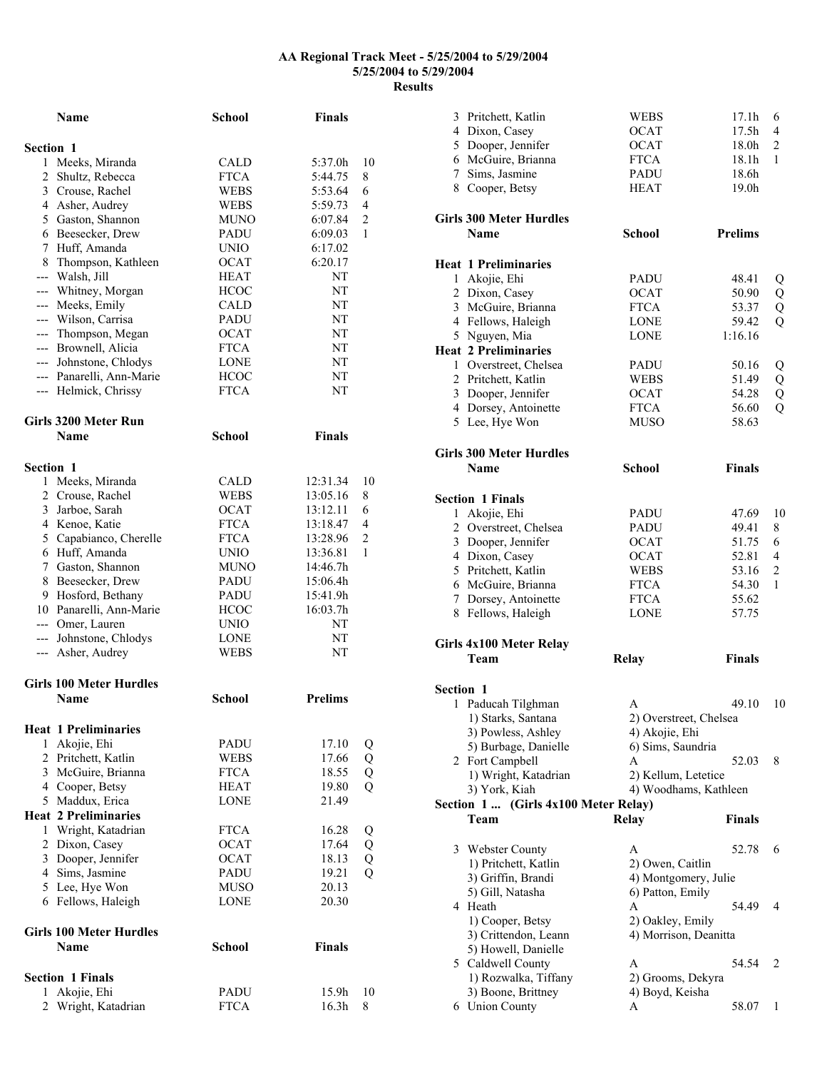# AA Regional Track Meet - 5/25/2004 to 5/29/2004

**5/25/2004 to 5/29/2004**

**Results**

| | Name | School | Finals | |
|---|---|---|---|---|
| **Section 1** | | | | |
| 1 | Meeks, Miranda | CALD | 5:37.0h | 10 |
| 2 | Shultz, Rebecca | FTCA | 5:44.75 | 8 |
| 3 | Crouse, Rachel | WEBS | 5:53.64 | 6 |
| 4 | Asher, Audrey | WEBS | 5:59.73 | 4 |
| 5 | Gaston, Shannon | MUNO | 6:07.84 | 2 |
| 6 | Beesecker, Drew | PADU | 6:09.03 | 1 |
| 7 | Huff, Amanda | UNIO | 6:17.02 | |
| 8 | Thompson, Kathleen | OCAT | 6:20.17 | |
| --- | Walsh, Jill | HEAT | NT | |
| --- | Whitney, Morgan | HCOC | NT | |
| --- | Meeks, Emily | CALD | NT | |
| --- | Wilson, Carrisa | PADU | NT | |
| --- | Thompson, Megan | OCAT | NT | |
| --- | Brownell, Alicia | FTCA | NT | |
| --- | Johnstone, Chlodys | LONE | NT | |
| --- | Panarelli, Ann-Marie | HCOC | NT | |
| --- | Helmick, Chrissy | FTCA | NT | |

## Girls 3200 Meter Run

| | Name | School | Finals | |
|---|---|---|---|---|
| **Section 1** | | | | |
| 1 | Meeks, Miranda | CALD | 12:31.34 | 10 |
| 2 | Crouse, Rachel | WEBS | 13:05.16 | 8 |
| 3 | Jarboe, Sarah | OCAT | 13:12.11 | 6 |
| 4 | Kenoe, Katie | FTCA | 13:18.47 | 4 |
| 5 | Capabianco, Cherelle | FTCA | 13:28.96 | 2 |
| 6 | Huff, Amanda | UNIO | 13:36.81 | 1 |
| 7 | Gaston, Shannon | MUNO | 14:46.7h | |
| 8 | Beesecker, Drew | PADU | 15:06.4h | |
| 9 | Hosford, Bethany | PADU | 15:41.9h | |
| 10 | Panarelli, Ann-Marie | HCOC | 16:03.7h | |
| --- | Omer, Lauren | UNIO | NT | |
| --- | Johnstone, Chlodys | LONE | NT | |
| --- | Asher, Audrey | WEBS | NT | |

## Girls 100 Meter Hurdles

| | Name | School | Prelims | |
|---|---|---|---|---|
| **Heat 1 Preliminaries** | | | | |
| 1 | Akojie, Ehi | PADU | 17.10 | Q |
| 2 | Pritchett, Katlin | WEBS | 17.66 | Q |
| 3 | McGuire, Brianna | FTCA | 18.55 | Q |
| 4 | Cooper, Betsy | HEAT | 19.80 | Q |
| 5 | Maddux, Erica | LONE | 21.49 | |
| **Heat 2 Preliminaries** | | | | |
| 1 | Wright, Katadrian | FTCA | 16.28 | Q |
| 2 | Dixon, Casey | OCAT | 17.64 | Q |
| 3 | Dooper, Jennifer | OCAT | 18.13 | Q |
| 4 | Sims, Jasmine | PADU | 19.21 | Q |
| 5 | Lee, Hye Won | MUSO | 20.13 | |
| 6 | Fellows, Haleigh | LONE | 20.30 | |

## Girls 100 Meter Hurdles

| | Name | School | Finals | |
|---|---|---|---|---|
| **Section 1 Finals** | | | | |
| 1 | Akojie, Ehi | PADU | 15.9h | 10 |
| 2 | Wright, Katadrian | FTCA | 16.3h | 8 |
| 3 | Pritchett, Katlin | WEBS | 17.1h | 6 |
| 4 | Dixon, Casey | OCAT | 17.5h | 4 |
| 5 | Dooper, Jennifer | OCAT | 18.0h | 2 |
| 6 | McGuire, Brianna | FTCA | 18.1h | 1 |
| 7 | Sims, Jasmine | PADU | 18.6h | |
| 8 | Cooper, Betsy | HEAT | 19.0h | |

## Girls 300 Meter Hurdles

| | Name | School | Prelims | |
|---|---|---|---|---|
| **Heat 1 Preliminaries** | | | | |
| 1 | Akojie, Ehi | PADU | 48.41 | Q |
| 2 | Dixon, Casey | OCAT | 50.90 | Q |
| 3 | McGuire, Brianna | FTCA | 53.37 | Q |
| 4 | Fellows, Haleigh | LONE | 59.42 | Q |
| 5 | Nguyen, Mia | LONE | 1:16.16 | |
| **Heat 2 Preliminaries** | | | | |
| 1 | Overstreet, Chelsea | PADU | 50.16 | Q |
| 2 | Pritchett, Katlin | WEBS | 51.49 | Q |
| 3 | Dooper, Jennifer | OCAT | 54.28 | Q |
| 4 | Dorsey, Antoinette | FTCA | 56.60 | Q |
| 5 | Lee, Hye Won | MUSO | 58.63 | |

## Girls 300 Meter Hurdles

| | Name | School | Finals | |
|---|---|---|---|---|
| **Section 1 Finals** | | | | |
| 1 | Akojie, Ehi | PADU | 47.69 | 10 |
| 2 | Overstreet, Chelsea | PADU | 49.41 | 8 |
| 3 | Dooper, Jennifer | OCAT | 51.75 | 6 |
| 4 | Dixon, Casey | OCAT | 52.81 | 4 |
| 5 | Pritchett, Katlin | WEBS | 53.16 | 2 |
| 6 | McGuire, Brianna | FTCA | 54.30 | 1 |
| 7 | Dorsey, Antoinette | FTCA | 55.62 | |
| 8 | Fellows, Haleigh | LONE | 57.75 | |

## Girls 4x100 Meter Relay

| | Team | Relay | Finals | |
|---|---|---|---|---|
| **Section 1** | | | | |
| 1 | Paducah Tilghman | A | 49.10 | 10 |
| | 1) Starks, Santana | 2) Overstreet, Chelsea | | |
| | 3) Powless, Ashley | 4) Akojie, Ehi | | |
| | 5) Burbage, Danielle | 6) Sims, Saundria | | |
| 2 | Fort Campbell | A | 52.03 | 8 |
| | 1) Wright, Katadrian | 2) Kellum, Letetice | | |
| | 3) York, Kiah | 4) Woodhams, Kathleen | | |
| 3 | Webster County | A | 52.78 | 6 |
| | 1) Pritchett, Katlin | 2) Owen, Caitlin | | |
| | 3) Griffin, Brandi | 4) Montgomery, Julie | | |
| | 5) Gill, Natasha | 6) Patton, Emily | | |
| 4 | Heath | A | 54.49 | 4 |
| | 1) Cooper, Betsy | 2) Oakley, Emily | | |
| | 3) Crittendon, Leann | 4) Morrison, Deanitta | | |
| | 5) Howell, Danielle | | | |
| 5 | Caldwell County | A | 54.54 | 2 |
| | 1) Rozwalka, Tiffany | 2) Grooms, Dekyra | | |
| | 3) Boone, Brittney | 4) Boyd, Keisha | | |
| 6 | Union County | A | 58.07 | 1 |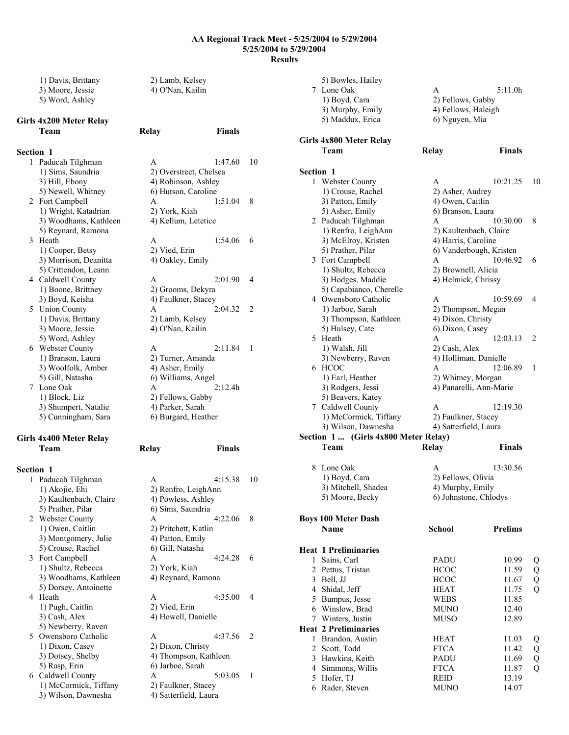## AA Regional Track Meet - 5/25/2004 to 5/29/2004
### 5/25/2004 to 5/29/2004
### Results

1) Davis, Brittany    2) Lamb, Kelsey
3) Moore, Jessie    4) O'Nan, Kailin
5) Word, Ashley

### Girls 4x200 Meter Relay

| | Team | Relay | Finals | |
|---|---|---|---|---|
| **Section 1** | | | | |
| 1 | Paducah Tilghman | A | 1:47.60 | 10 |
| | 1) Sims, Saundria | 2) Overstreet, Chelsea | | |
| | 3) Hill, Ebony | 4) Robinson, Ashley | | |
| | 5) Newell, Whitney | 6) Hutson, Caroline | | |
| 2 | Fort Campbell | A | 1:51.04 | 8 |
| | 1) Wright, Katadrian | 2) York, Kiah | | |
| | 3) Woodhams, Kathleen | 4) Kellum, Letetice | | |
| | 5) Reynard, Ramona | | | |
| 3 | Heath | A | 1:54.06 | 6 |
| | 1) Cooper, Betsy | 2) Vied, Erin | | |
| | 3) Morrison, Deanitta | 4) Oakley, Emily | | |
| | 5) Crittendon, Leann | | | |
| 4 | Caldwell County | A | 2:01.90 | 4 |
| | 1) Boone, Brittney | 2) Grooms, Dekyra | | |
| | 3) Boyd, Keisha | 4) Faulkner, Stacey | | |
| 5 | Union County | A | 2:04.32 | 2 |
| | 1) Davis, Brittany | 2) Lamb, Kelsey | | |
| | 3) Moore, Jessie | 4) O'Nan, Kailin | | |
| | 5) Word, Ashley | | | |
| 6 | Webster County | A | 2:11.84 | 1 |
| | 1) Branson, Laura | 2) Turner, Amanda | | |
| | 3) Woolfolk, Amber | 4) Asher, Emily | | |
| | 5) Gill, Natasha | 6) Williams, Angel | | |
| 7 | Lone Oak | A | 2:12.4h | |
| | 1) Block, Liz | 2) Fellows, Gabby | | |
| | 3) Shumpert, Natalie | 4) Parker, Sarah | | |
| | 5) Cunningham, Sara | 6) Burgard, Heather | | |

### Girls 4x400 Meter Relay

| | Team | Relay | Finals | |
|---|---|---|---|---|
| **Section 1** | | | | |
| 1 | Paducah Tilghman | A | 4:15.38 | 10 |
| | 1) Akojie, Ehi | 2) Renfro, LeighAnn | | |
| | 3) Kaultenbach, Claire | 4) Powless, Ashley | | |
| | 5) Prather, Pilar | 6) Sims, Saundria | | |
| 2 | Webster County | A | 4:22.06 | 8 |
| | 1) Owen, Caitlin | 2) Pritchett, Katlin | | |
| | 3) Montgomery, Julie | 4) Patton, Emily | | |
| | 5) Crouse, Rachel | 6) Gill, Natasha | | |
| 3 | Fort Campbell | A | 4:24.28 | 6 |
| | 1) Shultz, Rebecca | 2) York, Kiah | | |
| | 3) Woodhams, Kathleen | 4) Reynard, Ramona | | |
| | 5) Dorsey, Antoinette | | | |
| 4 | Heath | A | 4:35.00 | 4 |
| | 1) Pugh, Caitlin | 2) Vied, Erin | | |
| | 3) Cash, Alex | 4) Howell, Danielle | | |
| | 5) Newberry, Raven | | | |
| 5 | Owensboro Catholic | A | 4:37.56 | 2 |
| | 1) Dixon, Casey | 2) Dixon, Christy | | |
| | 3) Dotsey, Shelby | 4) Thompson, Kathleen | | |
| | 5) Rasp, Erin | 6) Jarboe, Sarah | | |
| 6 | Caldwell County | A | 5:03.05 | 1 |
| | 1) McCormick, Tiffany | 2) Faulkner, Stacey | | |
| | 3) Wilson, Dawnesha | 4) Satterfield, Laura | | |
| | 5) Bowles, Hailey | | | |
| 7 | Lone Oak | A | 5:11.0h | |
| | 1) Boyd, Cara | 2) Fellows, Gabby | | |
| | 3) Murphy, Emily | 4) Fellows, Haleigh | | |
| | 5) Maddux, Erica | 6) Nguyen, Mia | | |

### Girls 4x800 Meter Relay

| | Team | Relay | Finals | |
|---|---|---|---|---|
| **Section 1** | | | | |
| 1 | Webster County | A | 10:21.25 | 10 |
| | 1) Crouse, Rachel | 2) Asher, Audrey | | |
| | 3) Patton, Emily | 4) Owen, Caitlin | | |
| | 5) Asher, Emily | 6) Branson, Laura | | |
| 2 | Paducah Tilghman | A | 10:30.00 | 8 |
| | 1) Renfro, LeighAnn | 2) Kaultenbach, Claire | | |
| | 3) McElroy, Kristen | 4) Harris, Caroline | | |
| | 5) Prather, Pilar | 6) Vanderbough, Kristen | | |
| 3 | Fort Campbell | A | 10:46.92 | 6 |
| | 1) Shultz, Rebecca | 2) Brownell, Alicia | | |
| | 3) Hodges, Maddie | 4) Helmick, Chrissy | | |
| | 5) Capabianco, Cherelle | | | |
| 4 | Owensboro Catholic | A | 10:59.69 | 4 |
| | 1) Jarboe, Sarah | 2) Thompson, Megan | | |
| | 3) Thompson, Kathleen | 4) Dixon, Christy | | |
| | 5) Hulsey, Cate | 6) Dixon, Casey | | |
| 5 | Heath | A | 12:03.13 | 2 |
| | 1) Walsh, Jill | 2) Cash, Alex | | |
| | 3) Newberry, Raven | 4) Holliman, Danielle | | |
| 6 | HCOC | A | 12:06.89 | 1 |
| | 1) Earl, Heather | 2) Whitney, Morgan | | |
| | 3) Rodgers, Jessi | 4) Panarelli, Ann-Marie | | |
| | 5) Beavers, Katey | | | |
| 7 | Caldwell County | A | 12:19.30 | |
| | 1) McCormick, Tiffany | 2) Faulkner, Stacey | | |
| | 3) Wilson, Dawnesha | 4) Satterfield, Laura | | |
| **Section 1 ... (Girls 4x800 Meter Relay)** | | | | |
| 8 | Lone Oak | A | 13:30.56 | |
| | 1) Boyd, Cara | 2) Fellows, Olivia | | |
| | 3) Mitchell, Shadea | 4) Murphy, Emily | | |
| | 5) Moore, Becky | 6) Johnstone, Chlodys | | |

### Boys 100 Meter Dash

| | Name | School | Prelims | |
|---|---|---|---|---|
| **Heat 1 Preliminaries** | | | | |
| 1 | Sains, Carl | PADU | 10.99 | Q |
| 2 | Pettus, Tristan | HCOC | 11.59 | Q |
| 3 | Bell, JJ | HCOC | 11.67 | Q |
| 4 | Shidal, Jeff | HEAT | 11.75 | Q |
| 5 | Bumpus, Jesse | WEBS | 11.85 | |
| 6 | Winslow, Brad | MUNO | 12.40 | |
| 7 | Winters, Justin | MUSO | 12.89 | |
| **Heat 2 Preliminaries** | | | | |
| 1 | Brandon, Austin | HEAT | 11.03 | Q |
| 2 | Scott, Todd | FTCA | 11.42 | Q |
| 3 | Hawkins, Keith | PADU | 11.69 | Q |
| 4 | Simmons, Willis | FTCA | 11.87 | Q |
| 5 | Hofer, TJ | REID | 13.19 | |
| 6 | Rader, Steven | MUNO | 14.07 | |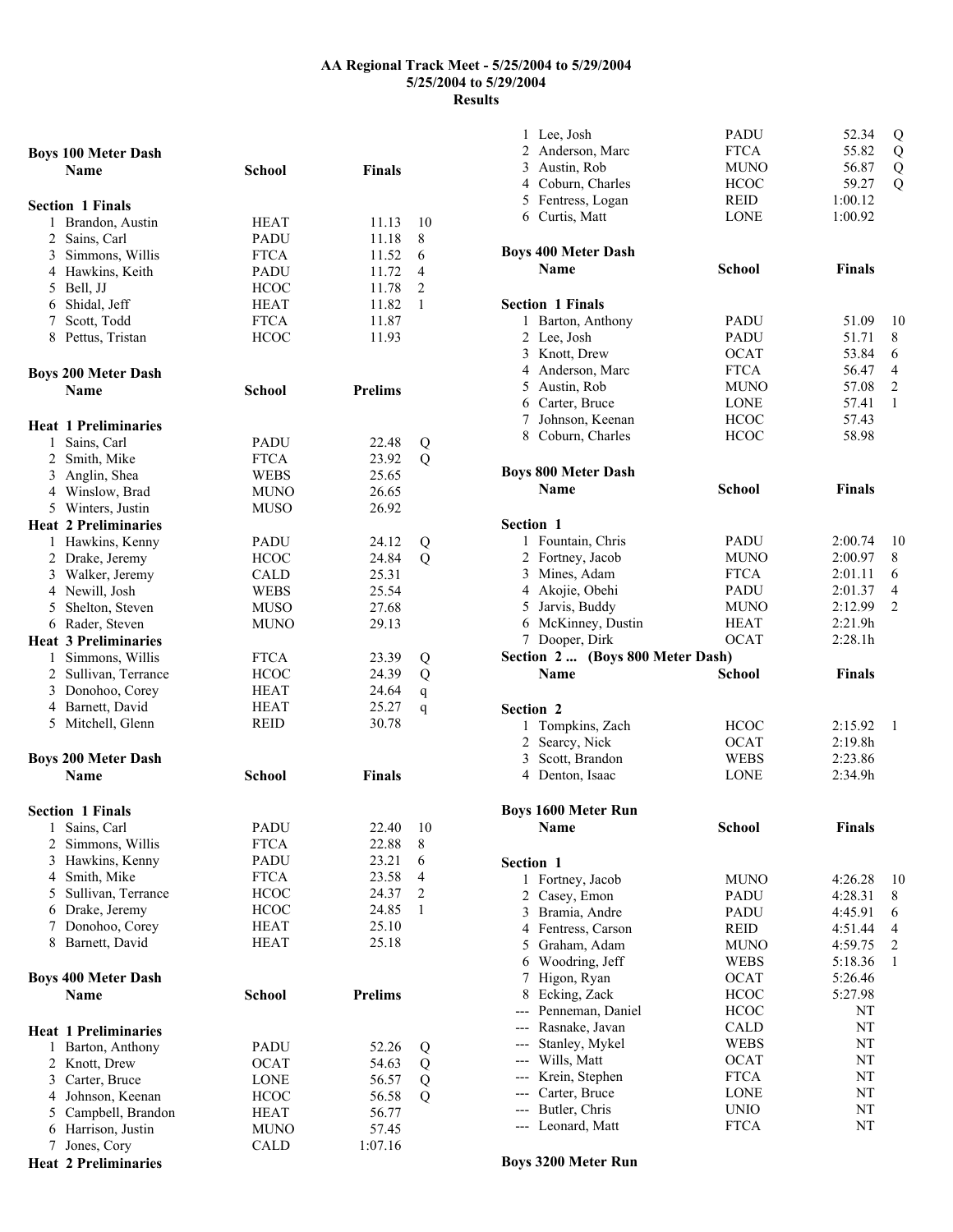# AA Regional Track Meet - 5/25/2004 to 5/29/2004

**5/25/2004 to 5/29/2004**

**Results**

## Boys 100 Meter Dash

**Section 1 Finals**

| | Name | School | Finals | |
|---|---|---|---|---|
| 1 | Brandon, Austin | HEAT | 11.13 | 10 |
| 2 | Sains, Carl | PADU | 11.18 | 8 |
| 3 | Simmons, Willis | FTCA | 11.52 | 6 |
| 4 | Hawkins, Keith | PADU | 11.72 | 4 |
| 5 | Bell, JJ | HCOC | 11.78 | 2 |
| 6 | Shidal, Jeff | HEAT | 11.82 | 1 |
| 7 | Scott, Todd | FTCA | 11.87 | |
| 8 | Pettus, Tristan | HCOC | 11.93 | |

## Boys 200 Meter Dash

| | Name | School | Prelims | |
|---|---|---|---|---|
| **Heat 1 Preliminaries** | | | | |
| 1 | Sains, Carl | PADU | 22.48 | Q |
| 2 | Smith, Mike | FTCA | 23.92 | Q |
| 3 | Anglin, Shea | WEBS | 25.65 | |
| 4 | Winslow, Brad | MUNO | 26.65 | |
| 5 | Winters, Justin | MUSO | 26.92 | |
| **Heat 2 Preliminaries** | | | | |
| 1 | Hawkins, Kenny | PADU | 24.12 | Q |
| 2 | Drake, Jeremy | HCOC | 24.84 | Q |
| 3 | Walker, Jeremy | CALD | 25.31 | |
| 4 | Newill, Josh | WEBS | 25.54 | |
| 5 | Shelton, Steven | MUSO | 27.68 | |
| 6 | Rader, Steven | MUNO | 29.13 | |
| **Heat 3 Preliminaries** | | | | |
| 1 | Simmons, Willis | FTCA | 23.39 | Q |
| 2 | Sullivan, Terrance | HCOC | 24.39 | Q |
| 3 | Donohoo, Corey | HEAT | 24.64 | q |
| 4 | Barnett, David | HEAT | 25.27 | q |
| 5 | Mitchell, Glenn | REID | 30.78 | |

## Boys 200 Meter Dash

**Section 1 Finals**

| | Name | School | Finals | |
|---|---|---|---|---|
| 1 | Sains, Carl | PADU | 22.40 | 10 |
| 2 | Simmons, Willis | FTCA | 22.88 | 8 |
| 3 | Hawkins, Kenny | PADU | 23.21 | 6 |
| 4 | Smith, Mike | FTCA | 23.58 | 4 |
| 5 | Sullivan, Terrance | HCOC | 24.37 | 2 |
| 6 | Drake, Jeremy | HCOC | 24.85 | 1 |
| 7 | Donohoo, Corey | HEAT | 25.10 | |
| 8 | Barnett, David | HEAT | 25.18 | |

## Boys 400 Meter Dash

| | Name | School | Prelims | |
|---|---|---|---|---|
| **Heat 1 Preliminaries** | | | | |
| 1 | Barton, Anthony | PADU | 52.26 | Q |
| 2 | Knott, Drew | OCAT | 54.63 | Q |
| 3 | Carter, Bruce | LONE | 56.57 | Q |
| 4 | Johnson, Keenan | HCOC | 56.58 | Q |
| 5 | Campbell, Brandon | HEAT | 56.77 | |
| 6 | Harrison, Justin | MUNO | 57.45 | |
| 7 | Jones, Cory | CALD | 1:07.16 | |
| **Heat 2 Preliminaries** | | | | |
| 1 | Lee, Josh | PADU | 52.34 | Q |
| 2 | Anderson, Marc | FTCA | 55.82 | Q |
| 3 | Austin, Rob | MUNO | 56.87 | Q |
| 4 | Coburn, Charles | HCOC | 59.27 | Q |
| 5 | Fentress, Logan | REID | 1:00.12 | |
| 6 | Curtis, Matt | LONE | 1:00.92 | |

## Boys 400 Meter Dash

**Section 1 Finals**

| | Name | School | Finals | |
|---|---|---|---|---|
| 1 | Barton, Anthony | PADU | 51.09 | 10 |
| 2 | Lee, Josh | PADU | 51.71 | 8 |
| 3 | Knott, Drew | OCAT | 53.84 | 6 |
| 4 | Anderson, Marc | FTCA | 56.47 | 4 |
| 5 | Austin, Rob | MUNO | 57.08 | 2 |
| 6 | Carter, Bruce | LONE | 57.41 | 1 |
| 7 | Johnson, Keenan | HCOC | 57.43 | |
| 8 | Coburn, Charles | HCOC | 58.98 | |

## Boys 800 Meter Dash

**Section 1**

| | Name | School | Finals | |
|---|---|---|---|---|
| 1 | Fountain, Chris | PADU | 2:00.74 | 10 |
| 2 | Fortney, Jacob | MUNO | 2:00.97 | 8 |
| 3 | Mines, Adam | FTCA | 2:01.11 | 6 |
| 4 | Akojie, Obehi | PADU | 2:01.37 | 4 |
| 5 | Jarvis, Buddy | MUNO | 2:12.99 | 2 |
| 6 | McKinney, Dustin | HEAT | 2:21.9h | |
| 7 | Dooper, Dirk | OCAT | 2:28.1h | |

**Section 2 ... (Boys 800 Meter Dash)**

**Section 2**

| | Name | School | Finals | |
|---|---|---|---|---|
| 1 | Tompkins, Zach | HCOC | 2:15.92 | 1 |
| 2 | Searcy, Nick | OCAT | 2:19.8h | |
| 3 | Scott, Brandon | WEBS | 2:23.86 | |
| 4 | Denton, Isaac | LONE | 2:34.9h | |

## Boys 1600 Meter Run

**Section 1**

| | Name | School | Finals | |
|---|---|---|---|---|
| 1 | Fortney, Jacob | MUNO | 4:26.28 | 10 |
| 2 | Casey, Emon | PADU | 4:28.31 | 8 |
| 3 | Bramia, Andre | PADU | 4:45.91 | 6 |
| 4 | Fentress, Carson | REID | 4:51.44 | 4 |
| 5 | Graham, Adam | MUNO | 4:59.75 | 2 |
| 6 | Woodring, Jeff | WEBS | 5:18.36 | 1 |
| 7 | Higon, Ryan | OCAT | 5:26.46 | |
| 8 | Ecking, Zack | HCOC | 5:27.98 | |
| --- | Penneman, Daniel | HCOC | NT | |
| --- | Rasnake, Javan | CALD | NT | |
| --- | Stanley, Mykel | WEBS | NT | |
| --- | Wills, Matt | OCAT | NT | |
| --- | Krein, Stephen | FTCA | NT | |
| --- | Carter, Bruce | LONE | NT | |
| --- | Butler, Chris | UNIO | NT | |
| --- | Leonard, Matt | FTCA | NT | |

## Boys 3200 Meter Run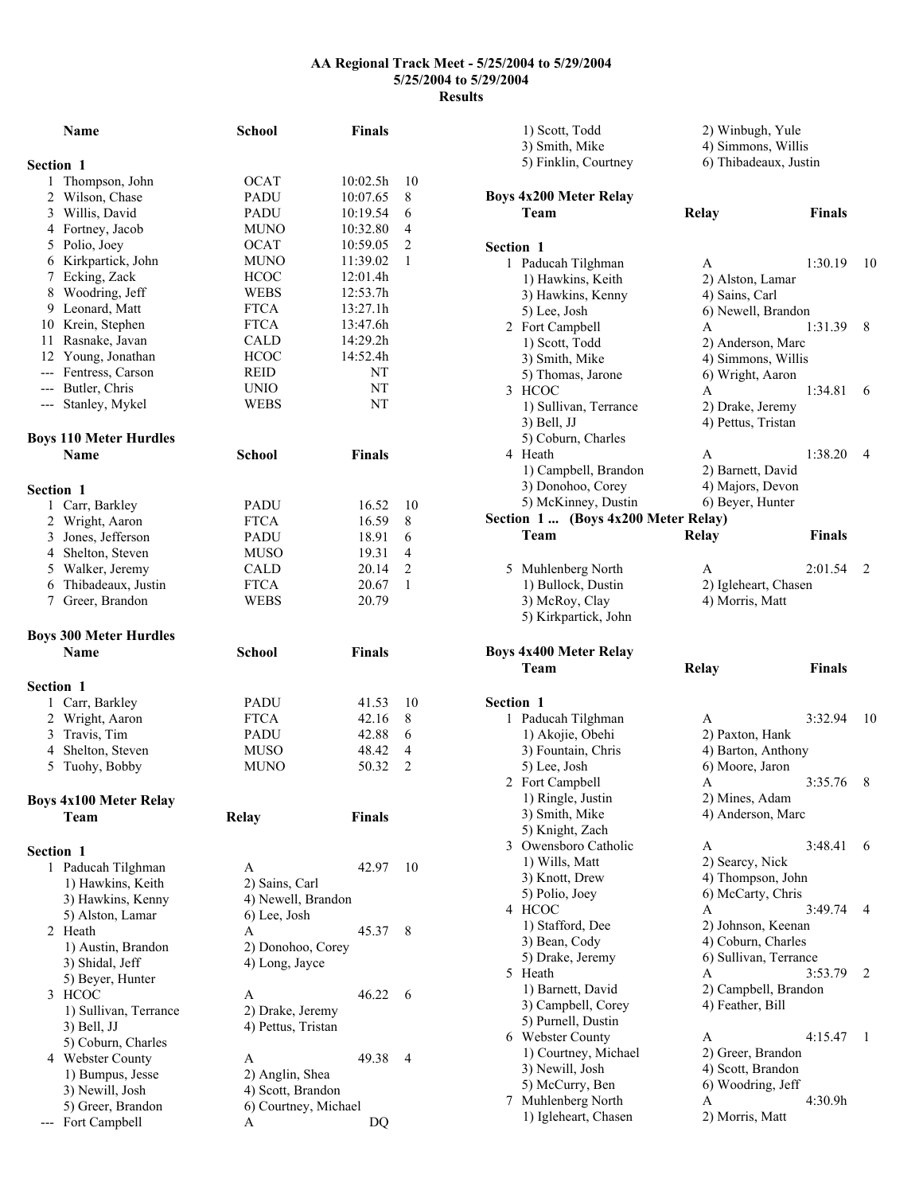# AA Regional Track Meet - 5/25/2004 to 5/29/2004

**5/25/2004 to 5/29/2004**

**Results**

| | Name | School | Finals | |
|---|---|---|---|---|
| **Section 1** | | | | |
| 1 | Thompson, John | OCAT | 10:02.5h | 10 |
| 2 | Wilson, Chase | PADU | 10:07.65 | 8 |
| 3 | Willis, David | PADU | 10:19.54 | 6 |
| 4 | Fortney, Jacob | MUNO | 10:32.80 | 4 |
| 5 | Polio, Joey | OCAT | 10:59.05 | 2 |
| 6 | Kirkpartick, John | MUNO | 11:39.02 | 1 |
| 7 | Ecking, Zack | HCOC | 12:01.4h | |
| 8 | Woodring, Jeff | WEBS | 12:53.7h | |
| 9 | Leonard, Matt | FTCA | 13:27.1h | |
| 10 | Krein, Stephen | FTCA | 13:47.6h | |
| 11 | Rasnake, Javan | CALD | 14:29.2h | |
| 12 | Young, Jonathan | HCOC | 14:52.4h | |
| --- | Fentress, Carson | REID | NT | |
| --- | Butler, Chris | UNIO | NT | |
| --- | Stanley, Mykel | WEBS | NT | |

## Boys 110 Meter Hurdles

| | Name | School | Finals | |
|---|---|---|---|---|
| **Section 1** | | | | |
| 1 | Carr, Barkley | PADU | 16.52 | 10 |
| 2 | Wright, Aaron | FTCA | 16.59 | 8 |
| 3 | Jones, Jefferson | PADU | 18.91 | 6 |
| 4 | Shelton, Steven | MUSO | 19.31 | 4 |
| 5 | Walker, Jeremy | CALD | 20.14 | 2 |
| 6 | Thibadeaux, Justin | FTCA | 20.67 | 1 |
| 7 | Greer, Brandon | WEBS | 20.79 | |

## Boys 300 Meter Hurdles

| | Name | School | Finals | |
|---|---|---|---|---|
| **Section 1** | | | | |
| 1 | Carr, Barkley | PADU | 41.53 | 10 |
| 2 | Wright, Aaron | FTCA | 42.16 | 8 |
| 3 | Travis, Tim | PADU | 42.88 | 6 |
| 4 | Shelton, Steven | MUSO | 48.42 | 4 |
| 5 | Tuohy, Bobby | MUNO | 50.32 | 2 |

## Boys 4x100 Meter Relay

| | Team | Relay | Finals | |
|---|---|---|---|---|
| **Section 1** | | | | |
| 1 | Paducah Tilghman | A | 42.97 | 10 |
| | 1) Hawkins, Keith | 2) Sains, Carl | | |
| | 3) Hawkins, Kenny | 4) Newell, Brandon | | |
| | 5) Alston, Lamar | 6) Lee, Josh | | |
| 2 | Heath | A | 45.37 | 8 |
| | 1) Austin, Brandon | 2) Donohoo, Corey | | |
| | 3) Shidal, Jeff | 4) Long, Jayce | | |
| | 5) Beyer, Hunter | | | |
| 3 | HCOC | A | 46.22 | 6 |
| | 1) Sullivan, Terrance | 2) Drake, Jeremy | | |
| | 3) Bell, JJ | 4) Pettus, Tristan | | |
| | 5) Coburn, Charles | | | |
| 4 | Webster County | A | 49.38 | 4 |
| | 1) Bumpus, Jesse | 2) Anglin, Shea | | |
| | 3) Newill, Josh | 4) Scott, Brandon | | |
| | 5) Greer, Brandon | 6) Courtney, Michael | | |
| --- | Fort Campbell | A | DQ | |
| | 1) Scott, Todd | 2) Winbugh, Yule | | |
| | 3) Smith, Mike | 4) Simmons, Willis | | |
| | 5) Finklin, Courtney | 6) Thibadeaux, Justin | | |

## Boys 4x200 Meter Relay

| | Team | Relay | Finals | |
|---|---|---|---|---|
| **Section 1** | | | | |
| 1 | Paducah Tilghman | A | 1:30.19 | 10 |
| | 1) Hawkins, Keith | 2) Alston, Lamar | | |
| | 3) Hawkins, Kenny | 4) Sains, Carl | | |
| | 5) Lee, Josh | 6) Newell, Brandon | | |
| 2 | Fort Campbell | A | 1:31.39 | 8 |
| | 1) Scott, Todd | 2) Anderson, Marc | | |
| | 3) Smith, Mike | 4) Simmons, Willis | | |
| | 5) Thomas, Jarone | 6) Wright, Aaron | | |
| 3 | HCOC | A | 1:34.81 | 6 |
| | 1) Sullivan, Terrance | 2) Drake, Jeremy | | |
| | 3) Bell, JJ | 4) Pettus, Tristan | | |
| | 5) Coburn, Charles | | | |
| 4 | Heath | A | 1:38.20 | 4 |
| | 1) Campbell, Brandon | 2) Barnett, David | | |
| | 3) Donohoo, Corey | 4) Majors, Devon | | |
| | 5) McKinney, Dustin | 6) Beyer, Hunter | | |
| **Section 1 ... (Boys 4x200 Meter Relay)** | | | | |
| 5 | Muhlenberg North | A | 2:01.54 | 2 |
| | 1) Bullock, Dustin | 2) Igleheart, Chasen | | |
| | 3) McRoy, Clay | 4) Morris, Matt | | |
| | 5) Kirkpartick, John | | | |

## Boys 4x400 Meter Relay

| | Team | Relay | Finals | |
|---|---|---|---|---|
| **Section 1** | | | | |
| 1 | Paducah Tilghman | A | 3:32.94 | 10 |
| | 1) Akojie, Obehi | 2) Paxton, Hank | | |
| | 3) Fountain, Chris | 4) Barton, Anthony | | |
| | 5) Lee, Josh | 6) Moore, Jaron | | |
| 2 | Fort Campbell | A | 3:35.76 | 8 |
| | 1) Ringle, Justin | 2) Mines, Adam | | |
| | 3) Smith, Mike | 4) Anderson, Marc | | |
| | 5) Knight, Zach | | | |
| 3 | Owensboro Catholic | A | 3:48.41 | 6 |
| | 1) Wills, Matt | 2) Searcy, Nick | | |
| | 3) Knott, Drew | 4) Thompson, John | | |
| | 5) Polio, Joey | 6) McCarty, Chris | | |
| 4 | HCOC | A | 3:49.74 | 4 |
| | 1) Stafford, Dee | 2) Johnson, Keenan | | |
| | 3) Bean, Cody | 4) Coburn, Charles | | |
| | 5) Drake, Jeremy | 6) Sullivan, Terrance | | |
| 5 | Heath | A | 3:53.79 | 2 |
| | 1) Barnett, David | 2) Campbell, Brandon | | |
| | 3) Campbell, Corey | 4) Feather, Bill | | |
| | 5) Purnell, Dustin | | | |
| 6 | Webster County | A | 4:15.47 | 1 |
| | 1) Courtney, Michael | 2) Greer, Brandon | | |
| | 3) Newill, Josh | 4) Scott, Brandon | | |
| | 5) McCurry, Ben | 6) Woodring, Jeff | | |
| 7 | Muhlenberg North | A | 4:30.9h | |
| | 1) Igleheart, Chasen | 2) Morris, Matt | | |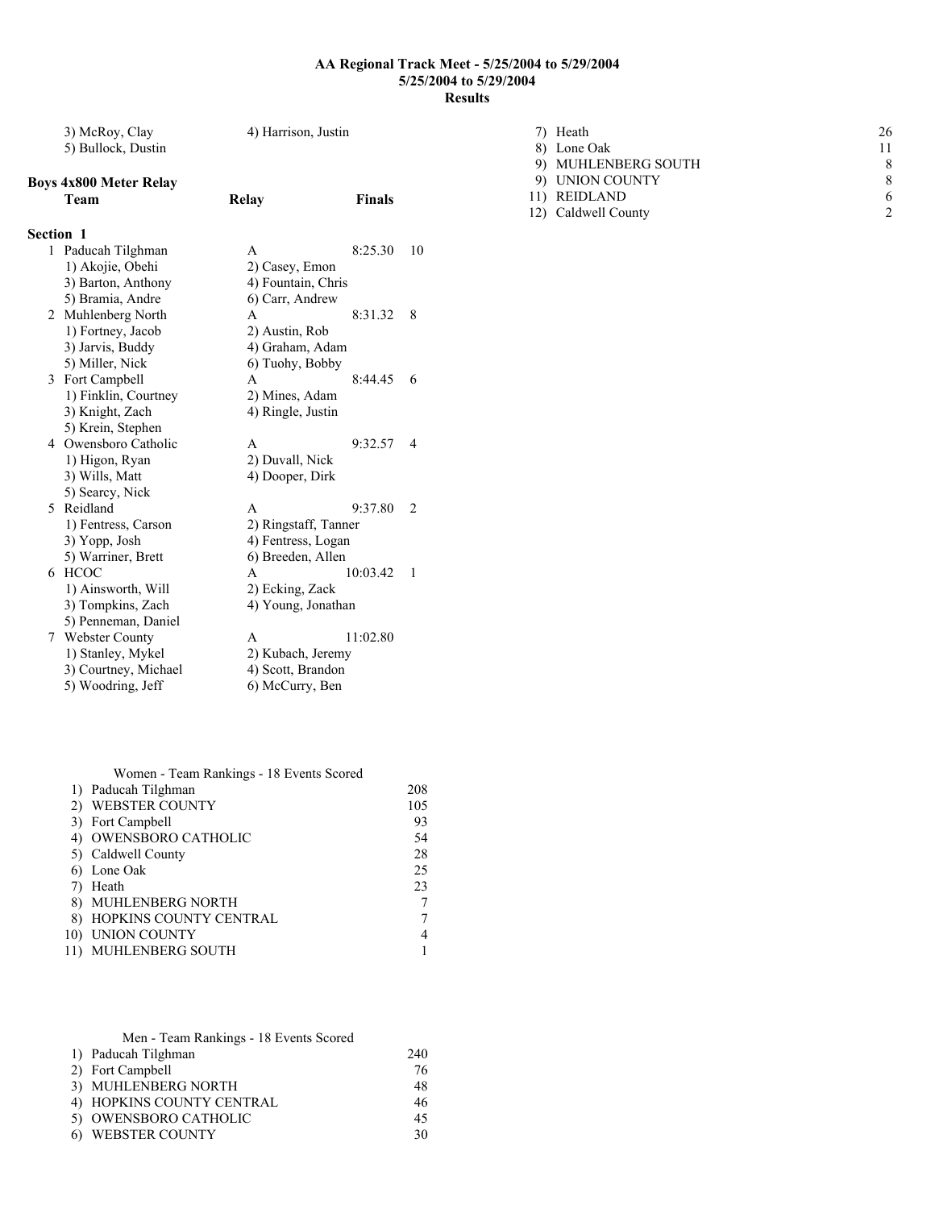# AA Regional Track Meet - 5/25/2004 to 5/29/2004
## 5/25/2004 to 5/29/2004
## Results

3) McRoy, Clay　　4) Harrison, Justin
5) Bullock, Dustin

### Boys 4x800 Meter Relay

| | Team | Relay | Finals | |
|---|---|---|---|---|
| **Section 1** | | | | |
| 1 | Paducah Tilghman | A | 8:25.30 | 10 |
| | 1) Akojie, Obehi | 2) Casey, Emon | | |
| | 3) Barton, Anthony | 4) Fountain, Chris | | |
| | 5) Bramia, Andre | 6) Carr, Andrew | | |
| 2 | Muhlenberg North | A | 8:31.32 | 8 |
| | 1) Fortney, Jacob | 2) Austin, Rob | | |
| | 3) Jarvis, Buddy | 4) Graham, Adam | | |
| | 5) Miller, Nick | 6) Tuohy, Bobby | | |
| 3 | Fort Campbell | A | 8:44.45 | 6 |
| | 1) Finklin, Courtney | 2) Mines, Adam | | |
| | 3) Knight, Zach | 4) Ringle, Justin | | |
| | 5) Krein, Stephen | | | |
| 4 | Owensboro Catholic | A | 9:32.57 | 4 |
| | 1) Higon, Ryan | 2) Duvall, Nick | | |
| | 3) Wills, Matt | 4) Dooper, Dirk | | |
| | 5) Searcy, Nick | | | |
| 5 | Reidland | A | 9:37.80 | 2 |
| | 1) Fentress, Carson | 2) Ringstaff, Tanner | | |
| | 3) Yopp, Josh | 4) Fentress, Logan | | |
| | 5) Warriner, Brett | 6) Breeden, Allen | | |
| 6 | HCOC | A | 10:03.42 | 1 |
| | 1) Ainsworth, Will | 2) Ecking, Zack | | |
| | 3) Tompkins, Zach | 4) Young, Jonathan | | |
| | 5) Penneman, Daniel | | | |
| 7 | Webster County | A | 11:02.80 | |
| | 1) Stanley, Mykel | 2) Kubach, Jeremy | | |
| | 3) Courtney, Michael | 4) Scott, Brandon | | |
| | 5) Woodring, Jeff | 6) McCurry, Ben | | |

Women - Team Rankings - 18 Events Scored

| | | |
|---|---|---|
| 1) | Paducah Tilghman | 208 |
| 2) | WEBSTER COUNTY | 105 |
| 3) | Fort Campbell | 93 |
| 4) | OWENSBORO CATHOLIC | 54 |
| 5) | Caldwell County | 28 |
| 6) | Lone Oak | 25 |
| 7) | Heath | 23 |
| 8) | MUHLENBERG NORTH | 7 |
| 8) | HOPKINS COUNTY CENTRAL | 7 |
| 10) | UNION COUNTY | 4 |
| 11) | MUHLENBERG SOUTH | 1 |

Men - Team Rankings - 18 Events Scored

| | | |
|---|---|---|
| 1) | Paducah Tilghman | 240 |
| 2) | Fort Campbell | 76 |
| 3) | MUHLENBERG NORTH | 48 |
| 4) | HOPKINS COUNTY CENTRAL | 46 |
| 5) | OWENSBORO CATHOLIC | 45 |
| 6) | WEBSTER COUNTY | 30 |
| 7) | Heath | 26 |
| 8) | Lone Oak | 11 |
| 9) | MUHLENBERG SOUTH | 8 |
| 9) | UNION COUNTY | 8 |
| 11) | REIDLAND | 6 |
| 12) | Caldwell County | 2 |